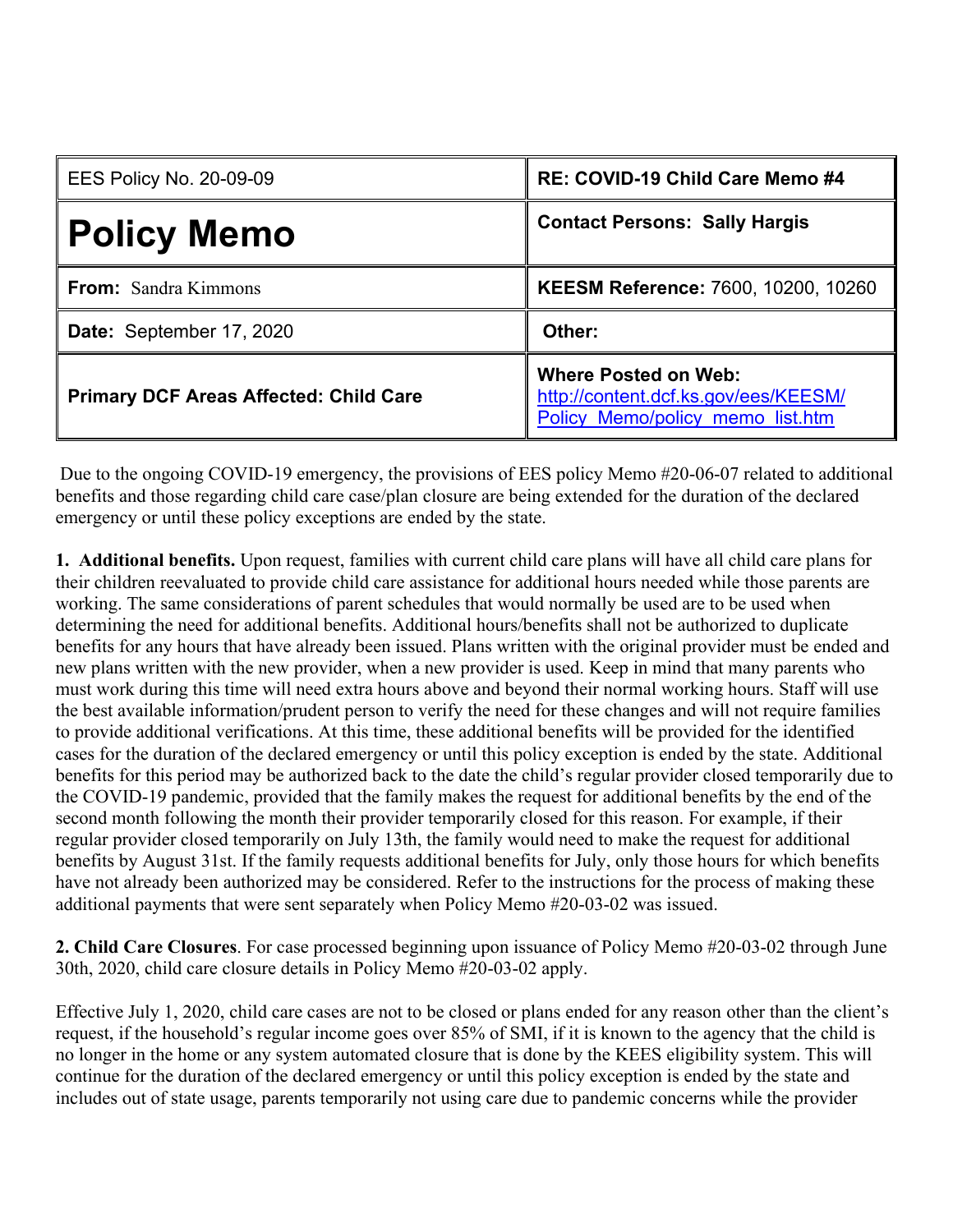| EES Policy No. 20-09-09 | RE: COVID-19 Child Care Memo #4 |
|---|---|
| **Policy Memo** | **Contact Persons: Sally Hargis** |
| **From:** Sandra Kimmons | **KEESM Reference:** 7600, 10200, 10260 |
| **Date:** September 17, 2020 | **Other:** |
| **Primary DCF Areas Affected: Child Care** | **Where Posted on Web:** http://content.dcf.ks.gov/ees/KEESM/Policy_Memo/policy_memo_list.htm |

Due to the ongoing COVID-19 emergency, the provisions of EES policy Memo #20-06-07 related to additional benefits and those regarding child care case/plan closure are being extended for the duration of the declared emergency or until these policy exceptions are ended by the state.

**1. Additional benefits.** Upon request, families with current child care plans will have all child care plans for their children reevaluated to provide child care assistance for additional hours needed while those parents are working. The same considerations of parent schedules that would normally be used are to be used when determining the need for additional benefits. Additional hours/benefits shall not be authorized to duplicate benefits for any hours that have already been issued. Plans written with the original provider must be ended and new plans written with the new provider, when a new provider is used. Keep in mind that many parents who must work during this time will need extra hours above and beyond their normal working hours. Staff will use the best available information/prudent person to verify the need for these changes and will not require families to provide additional verifications. At this time, these additional benefits will be provided for the identified cases for the duration of the declared emergency or until this policy exception is ended by the state. Additional benefits for this period may be authorized back to the date the child's regular provider closed temporarily due to the COVID-19 pandemic, provided that the family makes the request for additional benefits by the end of the second month following the month their provider temporarily closed for this reason. For example, if their regular provider closed temporarily on July 13th, the family would need to make the request for additional benefits by August 31st. If the family requests additional benefits for July, only those hours for which benefits have not already been authorized may be considered. Refer to the instructions for the process of making these additional payments that were sent separately when Policy Memo #20-03-02 was issued.

**2. Child Care Closures**. For case processed beginning upon issuance of Policy Memo #20-03-02 through June 30th, 2020, child care closure details in Policy Memo #20-03-02 apply.

Effective July 1, 2020, child care cases are not to be closed or plans ended for any reason other than the client's request, if the household's regular income goes over 85% of SMI, if it is known to the agency that the child is no longer in the home or any system automated closure that is done by the KEES eligibility system. This will continue for the duration of the declared emergency or until this policy exception is ended by the state and includes out of state usage, parents temporarily not using care due to pandemic concerns while the provider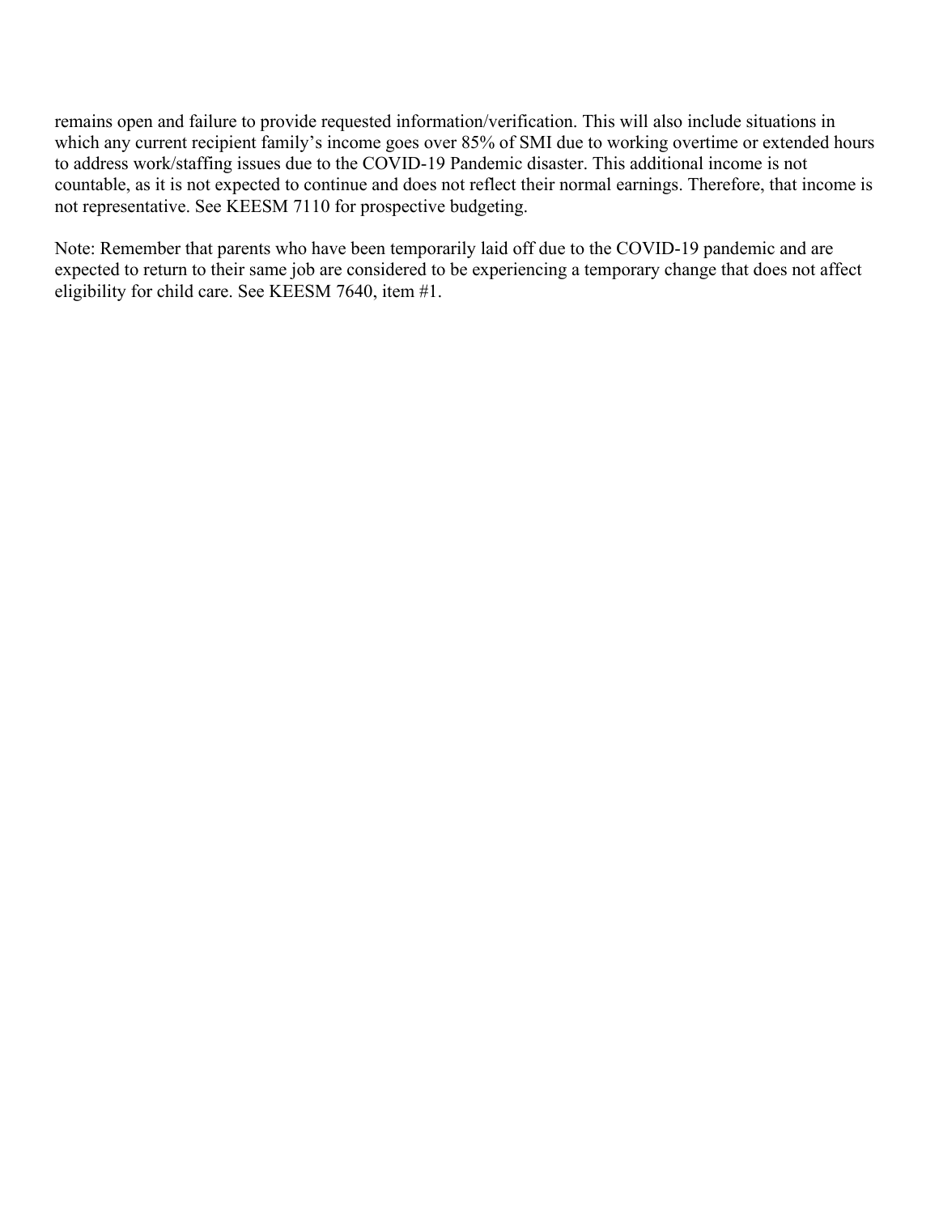remains open and failure to provide requested information/verification. This will also include situations in which any current recipient family's income goes over 85% of SMI due to working overtime or extended hours to address work/staffing issues due to the COVID-19 Pandemic disaster. This additional income is not countable, as it is not expected to continue and does not reflect their normal earnings. Therefore, that income is not representative. See KEESM 7110 for prospective budgeting.

Note: Remember that parents who have been temporarily laid off due to the COVID-19 pandemic and are expected to return to their same job are considered to be experiencing a temporary change that does not affect eligibility for child care. See KEESM 7640, item #1.